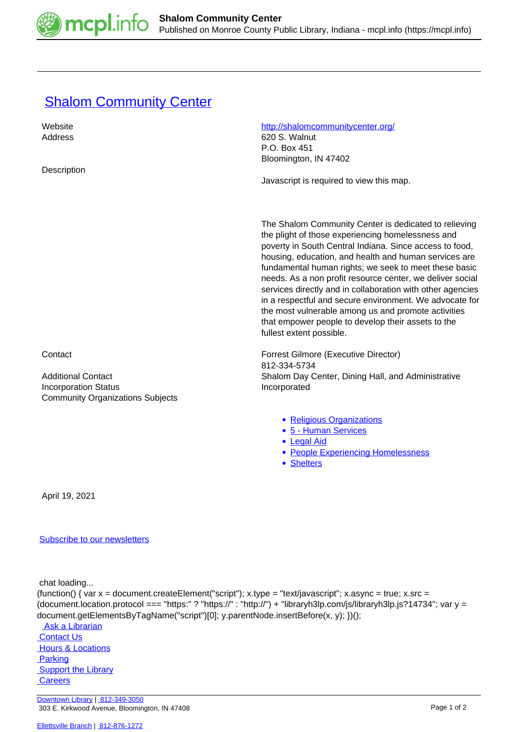# Shalom Community Center

| | |
|---|---|
| Website | http://shalomcommunitycenter.org/ |
| Address | 620 S. Walnut<br>P.O. Box 451<br>Bloomington, IN 47402 |
| Description | Javascript is required to view this map.<br><br>The Shalom Community Center is dedicated to relieving the plight of those experiencing homelessness and poverty in South Central Indiana. Since access to food, housing, education, and health and human services are fundamental human rights; we seek to meet these basic needs. As a non profit resource center, we deliver social services directly and in collaboration with other agencies in a respectful and secure environment. We advocate for the most vulnerable among us and promote activities that empower people to develop their assets to the fullest extent possible. |
| Contact | Forrest Gilmore (Executive Director)<br>812-334-5734 |
| Additional Contact | Shalom Day Center, Dining Hall, and Administrative |
| Incorporation Status | Incorporated |
| Community Organizations Subjects | |

- Religious Organizations
- 5 - Human Services
- Legal Aid
- People Experiencing Homelessness
- Shelters

April 19, 2021

Subscribe to our newsletters

chat loading...

```
(function() { var x = document.createElement("script"); x.type = "text/javascript"; x.async = true; x.src = (document.location.protocol === "https:" ? "https://" : "http://") + "libraryh3lp.com/js/libraryh3lp.js?14734"; var y = document.getElementsByTagName("script")[0]; y.parentNode.insertBefore(x, y); })();
```

Ask a Librarian
Contact Us
Hours & Locations
Parking
Support the Library
Careers

Downtown Library | 812-349-3050
303 E. Kirkwood Avenue, Bloomington, IN 47408

Ellettsville Branch | 812-876-1272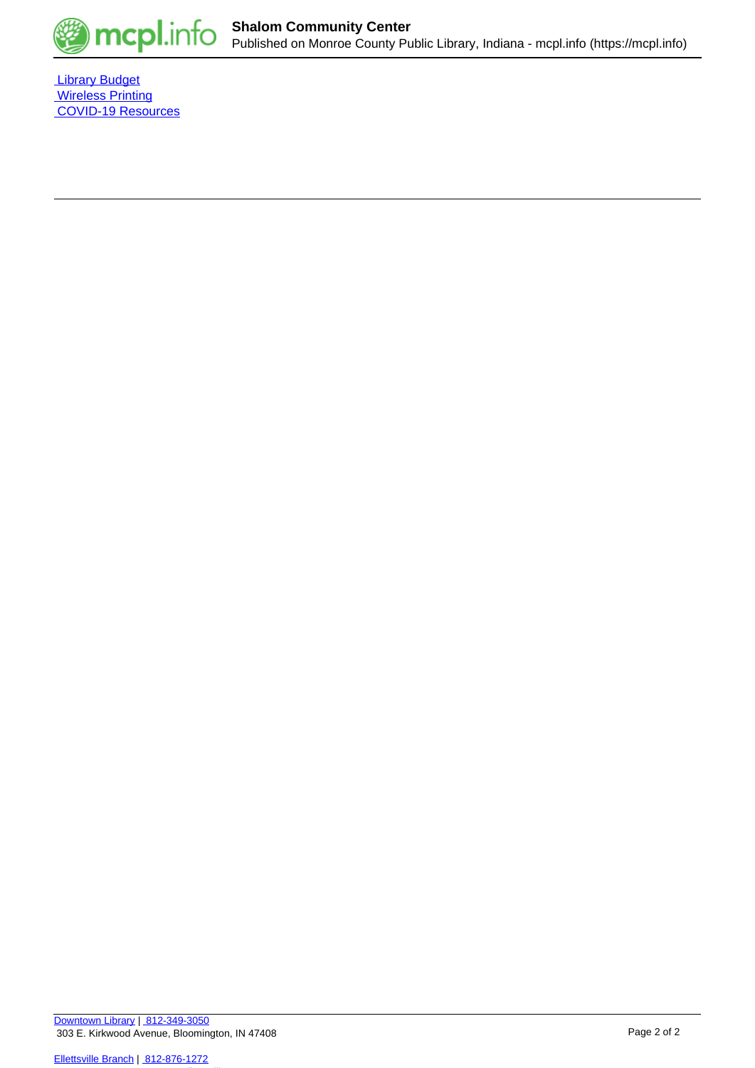[Library Budget]
[Wireless Printing]
[COVID-19 Resources]

---

[Downtown Library] | [812-349-3050]
303 E. Kirkwood Avenue, Bloomington, IN 47408

[Ellettsville Branch] | [812-876-1272]